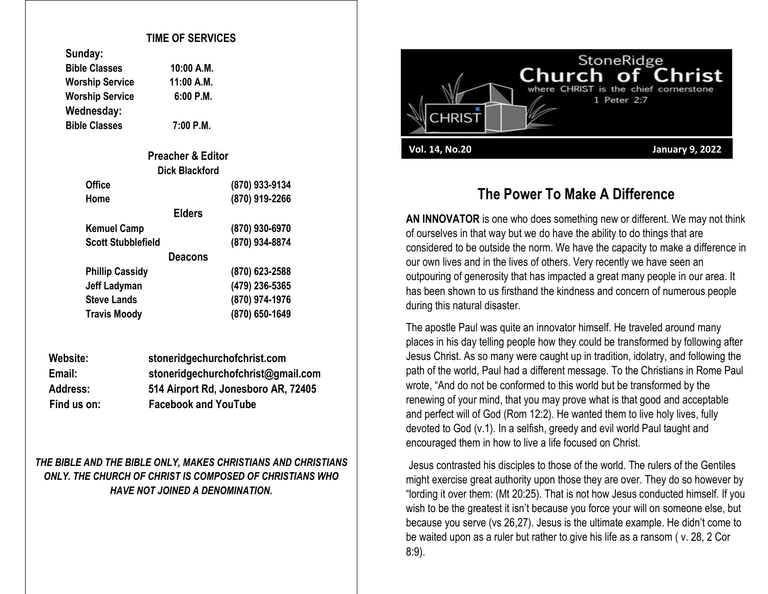## TIME OF SERVICES

**Sunday:**

| | |
|---|---|
| **Bible Classes** | **10:00 A.M.** |
| **Worship Service** | **11:00 A.M.** |
| **Worship Service** | **6:00 P.M.** |

**Wednesday:**

| | |
|---|---|
| **Bible Classes** | **7:00 P.M.** |

### Preacher & Editor

**Dick Blackford**

| | |
|---|---|
| **Office** | **(870) 933-9134** |
| **Home** | **(870) 919-2266** |

### Elders

| | |
|---|---|
| **Kemuel Camp** | **(870) 930-6970** |
| **Scott Stubblefield** | **(870) 934-8874** |

### Deacons

| | |
|---|---|
| **Phillip Cassidy** | **(870) 623-2588** |
| **Jeff Ladyman** | **(479) 236-5365** |
| **Steve Lands** | **(870) 974-1976** |
| **Travis Moody** | **(870) 650-1649** |

| | |
|---|---|
| **Website:** | **stoneridgechurchofchrist.com** |
| **Email:** | **stoneridgechurchofchrist@gmail.com** |
| **Address:** | **514 Airport Rd, Jonesboro AR, 72405** |
| **Find us on:** | **Facebook and YouTube** |

***THE BIBLE AND THE BIBLE ONLY, MAKES CHRISTIANS AND CHRISTIANS ONLY. THE CHURCH OF CHRIST IS COMPOSED OF CHRISTIANS WHO HAVE NOT JOINED A DENOMINATION.***

# StoneRidge Church of Christ

where CHRIST is the chief cornerstone

1 Peter 2:7

**Vol. 14, No.20** **January 9, 2022**

## The Power To Make A Difference

**AN INNOVATOR** is one who does something new or different. We may not think of ourselves in that way but we do have the ability to do things that are considered to be outside the norm. We have the capacity to make a difference in our own lives and in the lives of others. Very recently we have seen an outpouring of generosity that has impacted a great many people in our area. It has been shown to us firsthand the kindness and concern of numerous people during this natural disaster.

The apostle Paul was quite an innovator himself. He traveled around many places in his day telling people how they could be transformed by following after Jesus Christ. As so many were caught up in tradition, idolatry, and following the path of the world, Paul had a different message. To the Christians in Rome Paul wrote, "And do not be conformed to this world but be transformed by the renewing of your mind, that you may prove what is that good and acceptable and perfect will of God (Rom 12:2). He wanted them to live holy lives, fully devoted to God (v.1). In a selfish, greedy and evil world Paul taught and encouraged them in how to live a life focused on Christ.

Jesus contrasted his disciples to those of the world. The rulers of the Gentiles might exercise great authority upon those they are over. They do so however by "lording it over them: (Mt 20:25). That is not how Jesus conducted himself. If you wish to be the greatest it isn't because you force your will on someone else, but because you serve (vs 26,27). Jesus is the ultimate example. He didn't come to be waited upon as a ruler but rather to give his life as a ransom ( v. 28, 2 Cor 8:9).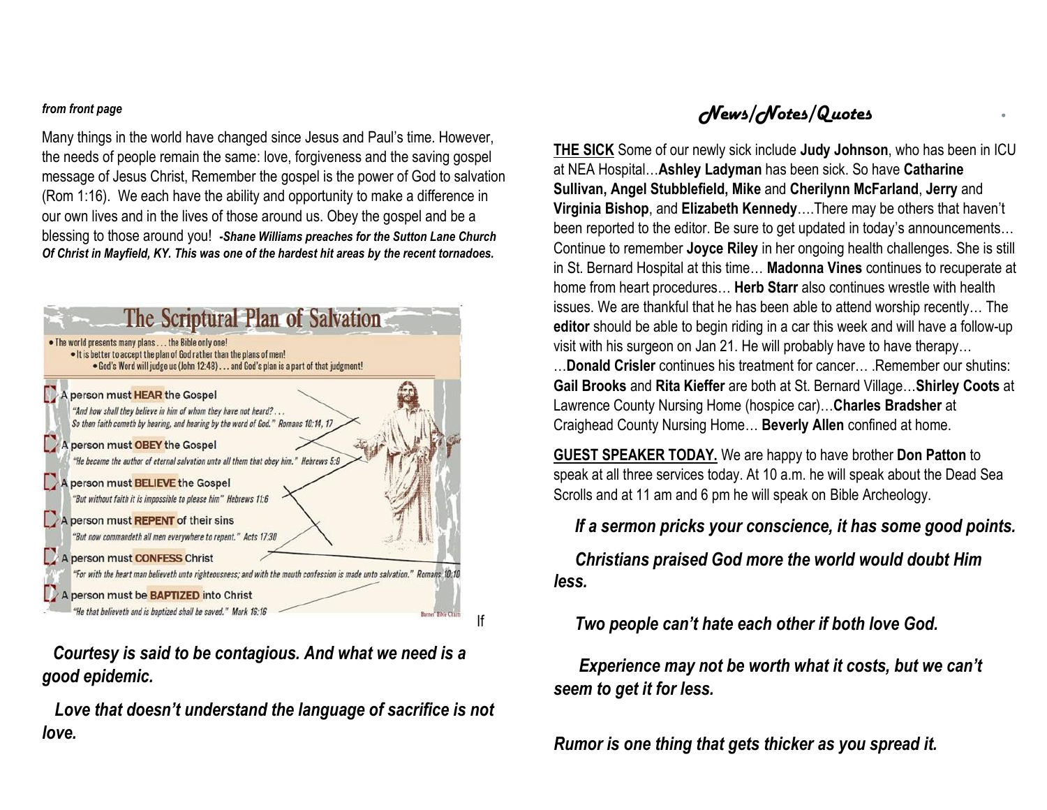*from front page*

Many things in the world have changed since Jesus and Paul's time. However, the needs of people remain the same: love, forgiveness and the saving gospel message of Jesus Christ, Remember the gospel is the power of God to salvation (Rom 1:16). We each have the ability and opportunity to make a difference in our own lives and in the lives of those around us. Obey the gospel and be a blessing to those around you! ***-Shane Williams preaches for the Sutton Lane Church Of Christ in Mayfield, KY. This was one of the hardest hit areas by the recent tornadoes.***

## The Scriptural Plan of Salvation

- The world presents many plans . . . the Bible only one!
  - It is better to accept the plan of God rather than the plans of men!
    - God's Word will judge us (John 12:48) . . . and God's plan is a part of that judgment!

A person must **HEAR** the Gospel
"And how shall they believe in him of whom they have not heard? . . . So then faith cometh by hearing, and hearing by the word of God." Romans 10:14, 17

A person must **OBEY** the Gospel
"He became the author of eternal salvation unto all them that obey him." Hebrews 5:9

A person must **BELIEVE** the Gospel
"But without faith it is impossible to please him" Hebrews 11:6

A person must **REPENT** of their sins
"But now commandeth all men everywhere to repent." Acts 17:30

A person must **CONFESS** Christ
"For with the heart man believeth unto righteousness; and with the mouth confession is made unto salvation." Romans 10:10

A person must be **BAPTIZED** into Christ
"He that believeth and is baptized shall be saved." Mark 16:16

Barnes' Bible Charts

If

***Courtesy is said to be contagious. And what we need is a good epidemic.***

***Love that doesn't understand the language of sacrifice is not love.***

## *News/Notes/Quotes*

**THE SICK** Some of our newly sick include **Judy Johnson**, who has been in ICU at NEA Hospital…**Ashley Ladyman** has been sick. So have **Catharine Sullivan, Angel Stubblefield, Mike** and **Cherilynn McFarland**, **Jerry** and **Virginia Bishop**, and **Elizabeth Kennedy**….There may be others that haven't been reported to the editor. Be sure to get updated in today's announcements… Continue to remember **Joyce Riley** in her ongoing health challenges. She is still in St. Bernard Hospital at this time… **Madonna Vines** continues to recuperate at home from heart procedures… **Herb Starr** also continues wrestle with health issues. We are thankful that he has been able to attend worship recently… The **editor** should be able to begin riding in a car this week and will have a follow-up visit with his surgeon on Jan 21. He will probably have to have therapy… …**Donald Crisler** continues his treatment for cancer… .Remember our shutins: **Gail Brooks** and **Rita Kieffer** are both at St. Bernard Village…**Shirley Coots** at Lawrence County Nursing Home (hospice car)…**Charles Bradsher** at Craighead County Nursing Home… **Beverly Allen** confined at home.

**GUEST SPEAKER TODAY.** We are happy to have brother **Don Patton** to speak at all three services today. At 10 a.m. he will speak about the Dead Sea Scrolls and at 11 am and 6 pm he will speak on Bible Archeology.

***If a sermon pricks your conscience, it has some good points.***

***Christians praised God more the world would doubt Him less.***

***Two people can't hate each other if both love God.***

***Experience may not be worth what it costs, but we can't seem to get it for less.***

***Rumor is one thing that gets thicker as you spread it.***